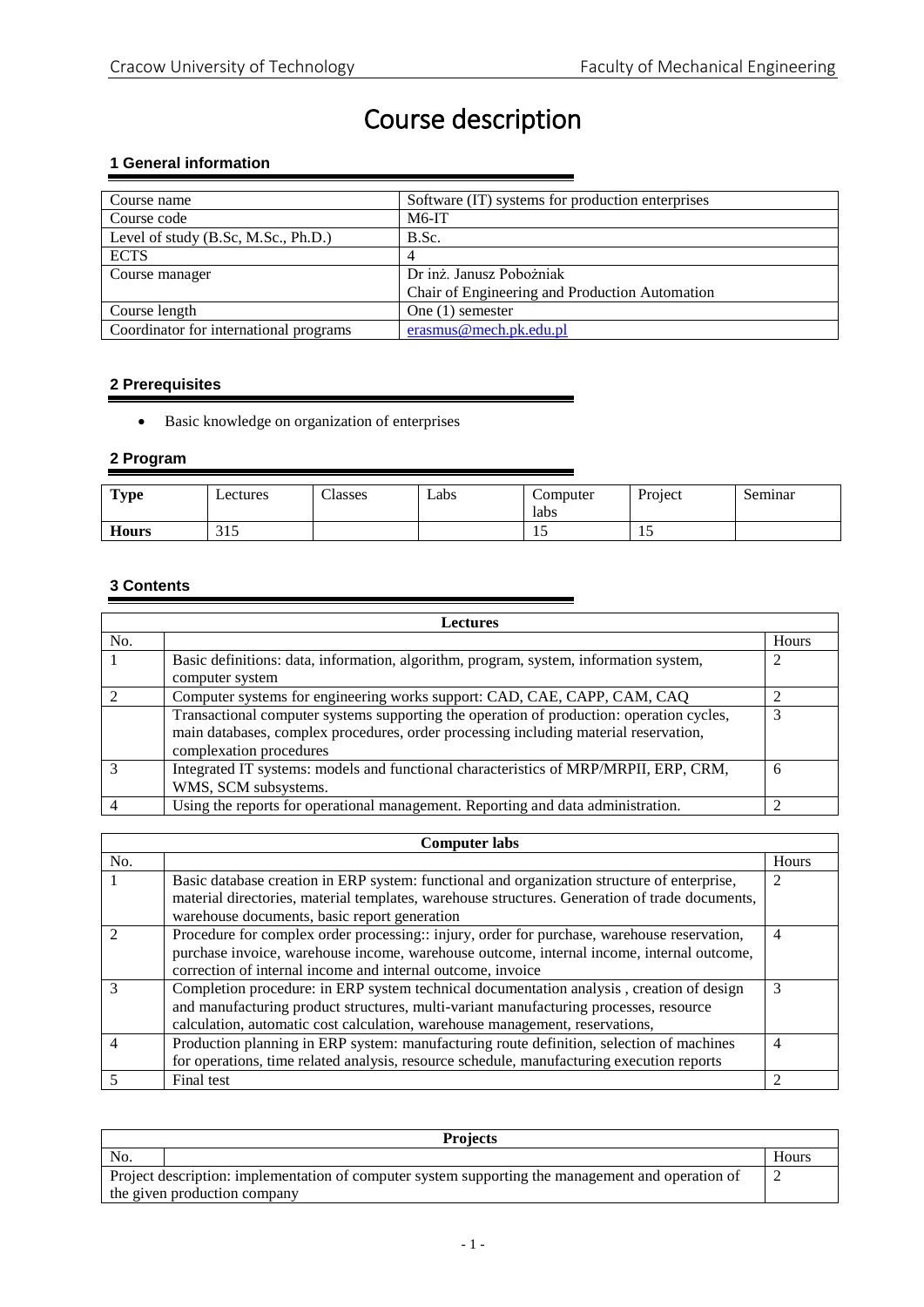# Course description

## 1 General information

| Course name | Software (IT) systems for production enterprises |
|---|---|
| Course code | M6-IT |
| Level of study (B.Sc, M.Sc., Ph.D.) | B.Sc. |
| ECTS | 4 |
| Course manager | Dr inż. Janusz Pobożniak<br>Chair of Engineering and Production Automation |
| Course length | One (1) semester |
| Coordinator for international programs | erasmus@mech.pk.edu.pl |

## 2 Prerequisites

- Basic knowledge on organization of enterprises

## 2 Program

| Type | Lectures | Classes | Labs | Computer labs | Project | Seminar |
|---|---|---|---|---|---|---|
| Hours | 315 | | | 15 | 15 | |

## 3 Contents

| Lectures | | |
|---|---|---|
| No. | | Hours |
| 1 | Basic definitions: data, information, algorithm, program, system, information system, computer system | 2 |
| 2 | Computer systems for engineering works support: CAD, CAE, CAPP, CAM, CAQ | 2 |
| | Transactional computer systems supporting the operation of production: operation cycles, main databases, complex procedures, order processing including material reservation, complexation procedures | 3 |
| 3 | Integrated IT systems: models and functional characteristics of MRP/MRPII, ERP, CRM, WMS, SCM subsystems. | 6 |
| 4 | Using the reports for operational management. Reporting and data administration. | 2 |

| Computer labs | | |
|---|---|---|
| No. | | Hours |
| 1 | Basic database creation in ERP system: functional and organization structure of enterprise, material directories, material templates, warehouse structures. Generation of trade documents, warehouse documents, basic report generation | 2 |
| 2 | Procedure for complex order processing:: injury, order for purchase, warehouse reservation, purchase invoice, warehouse income, warehouse outcome, internal income, internal outcome, correction of internal income and internal outcome, invoice | 4 |
| 3 | Completion procedure: in ERP system technical documentation analysis , creation of design and manufacturing product structures, multi-variant manufacturing processes, resource calculation, automatic cost calculation, warehouse management, reservations, | 3 |
| 4 | Production planning in ERP system: manufacturing route definition, selection of machines for operations, time related analysis, resource schedule, manufacturing execution reports | 4 |
| 5 | Final test | 2 |

| Projects | | |
|---|---|---|
| No. | | Hours |
| Project description: implementation of computer system supporting the management and operation of the given production company | | 2 |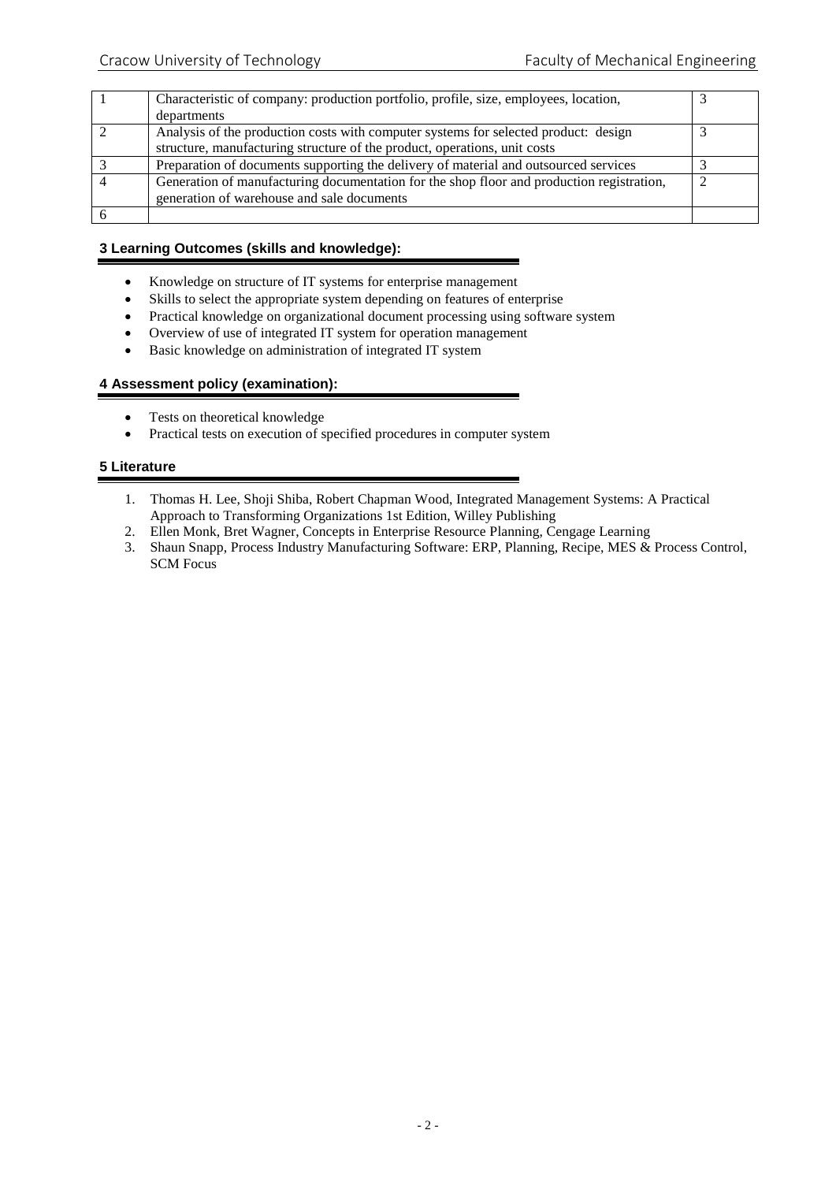| | | |
|---|---|---|
| 1 | Characteristic of company: production portfolio, profile, size, employees, location, departments | 3 |
| 2 | Analysis of the production costs with computer systems for selected product: design structure, manufacturing structure of the product, operations, unit costs | 3 |
| 3 | Preparation of documents supporting the delivery of material and outsourced services | 3 |
| 4 | Generation of manufacturing documentation for the shop floor and production registration, generation of warehouse and sale documents | 2 |
| 6 | | |

## 3 Learning Outcomes (skills and knowledge):

- Knowledge on structure of IT systems for enterprise management
- Skills to select the appropriate system depending on features of enterprise
- Practical knowledge on organizational document processing using software system
- Overview of use of integrated IT system for operation management
- Basic knowledge on administration of integrated IT system

## 4 Assessment policy (examination):

- Tests on theoretical knowledge
- Practical tests on execution of specified procedures in computer system

## 5 Literature

1. Thomas H. Lee, Shoji Shiba, Robert Chapman Wood, Integrated Management Systems: A Practical Approach to Transforming Organizations 1st Edition, Willey Publishing
2. Ellen Monk, Bret Wagner, Concepts in Enterprise Resource Planning, Cengage Learning
3. Shaun Snapp, Process Industry Manufacturing Software: ERP, Planning, Recipe, MES & Process Control, SCM Focus